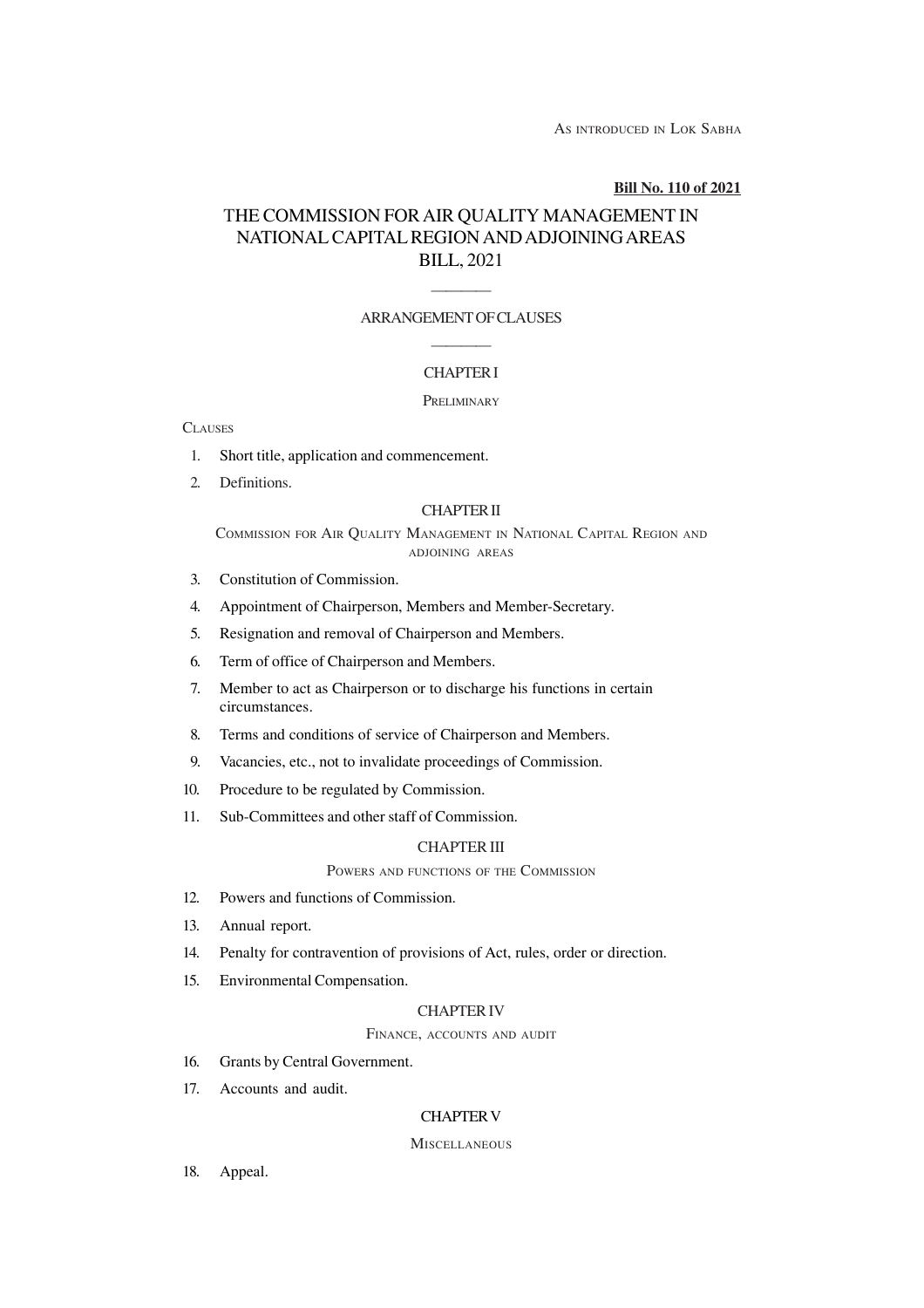AS INTRODUCED IN LOK SABHA

**Bill No. 110 of 2021**

# THE COMMISSION FOR AIR QUALITY MANAGEMENT IN NATIONAL CAPITAL REGION AND ADJOINING AREAS BILL, 2021

————

ARRANGEMENT OF CLAUSES

————

## CHAPTER I

PRELIMINARY

CLAUSES

1. Short title, application and commencement.
2. Definitions.

## CHAPTER II

COMMISSION FOR AIR QUALITY MANAGEMENT IN NATIONAL CAPITAL REGION AND ADJOINING AREAS

3. Constitution of Commission.
4. Appointment of Chairperson, Members and Member-Secretary.
5. Resignation and removal of Chairperson and Members.
6. Term of office of Chairperson and Members.
7. Member to act as Chairperson or to discharge his functions in certain circumstances.
8. Terms and conditions of service of Chairperson and Members.
9. Vacancies, etc., not to invalidate proceedings of Commission.
10. Procedure to be regulated by Commission.
11. Sub-Committees and other staff of Commission.

## CHAPTER III

POWERS AND FUNCTIONS OF THE COMMISSION

12. Powers and functions of Commission.
13. Annual report.
14. Penalty for contravention of provisions of Act, rules, order or direction.
15. Environmental Compensation.

## CHAPTER IV

FINANCE, ACCOUNTS AND AUDIT

16. Grants by Central Government.
17. Accounts and audit.

## CHAPTER V

MISCELLANEOUS

18. Appeal.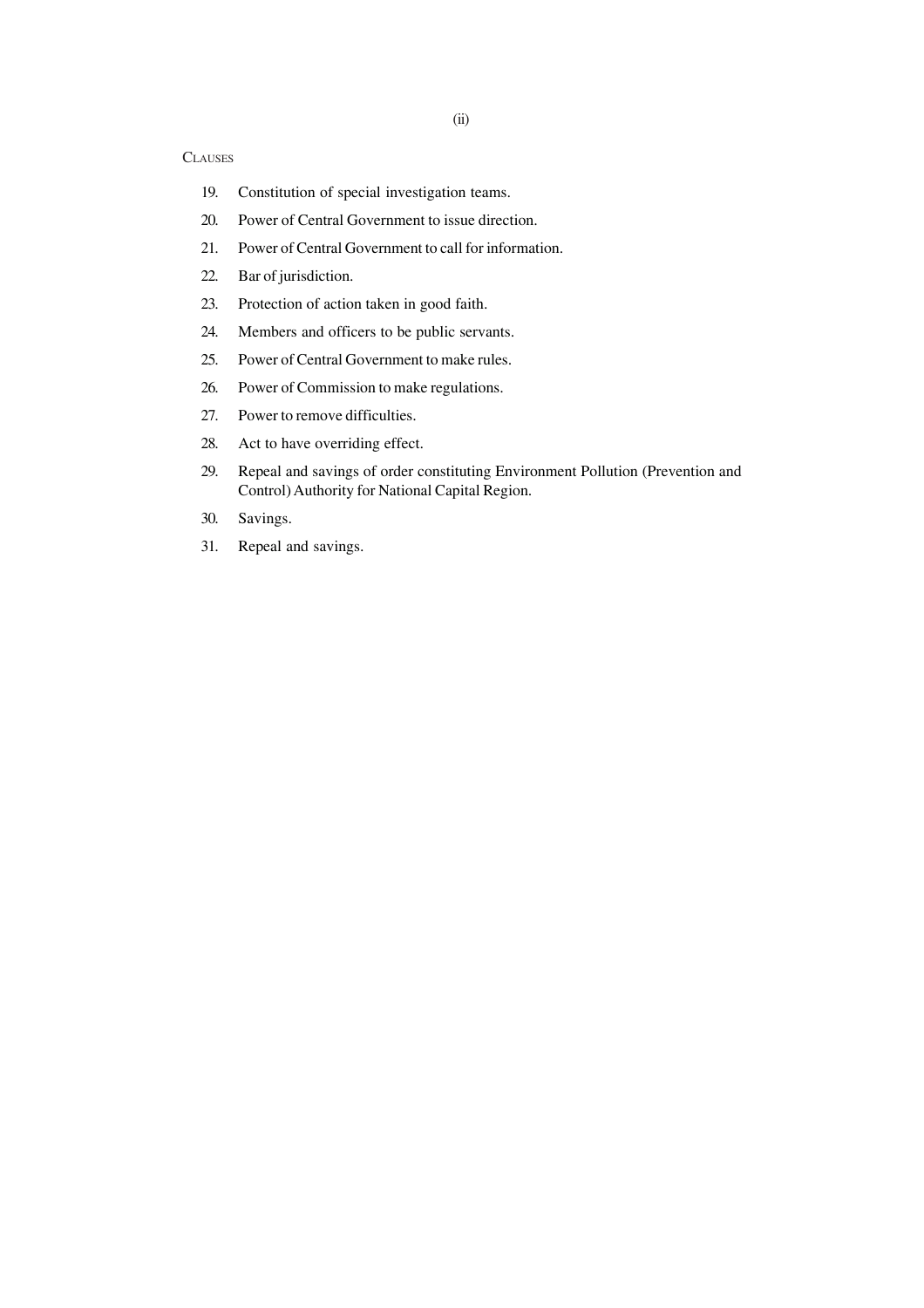CLAUSES

19. Constitution of special investigation teams.
20. Power of Central Government to issue direction.
21. Power of Central Government to call for information.
22. Bar of jurisdiction.
23. Protection of action taken in good faith.
24. Members and officers to be public servants.
25. Power of Central Government to make rules.
26. Power of Commission to make regulations.
27. Power to remove difficulties.
28. Act to have overriding effect.
29. Repeal and savings of order constituting Environment Pollution (Prevention and Control) Authority for National Capital Region.
30. Savings.
31. Repeal and savings.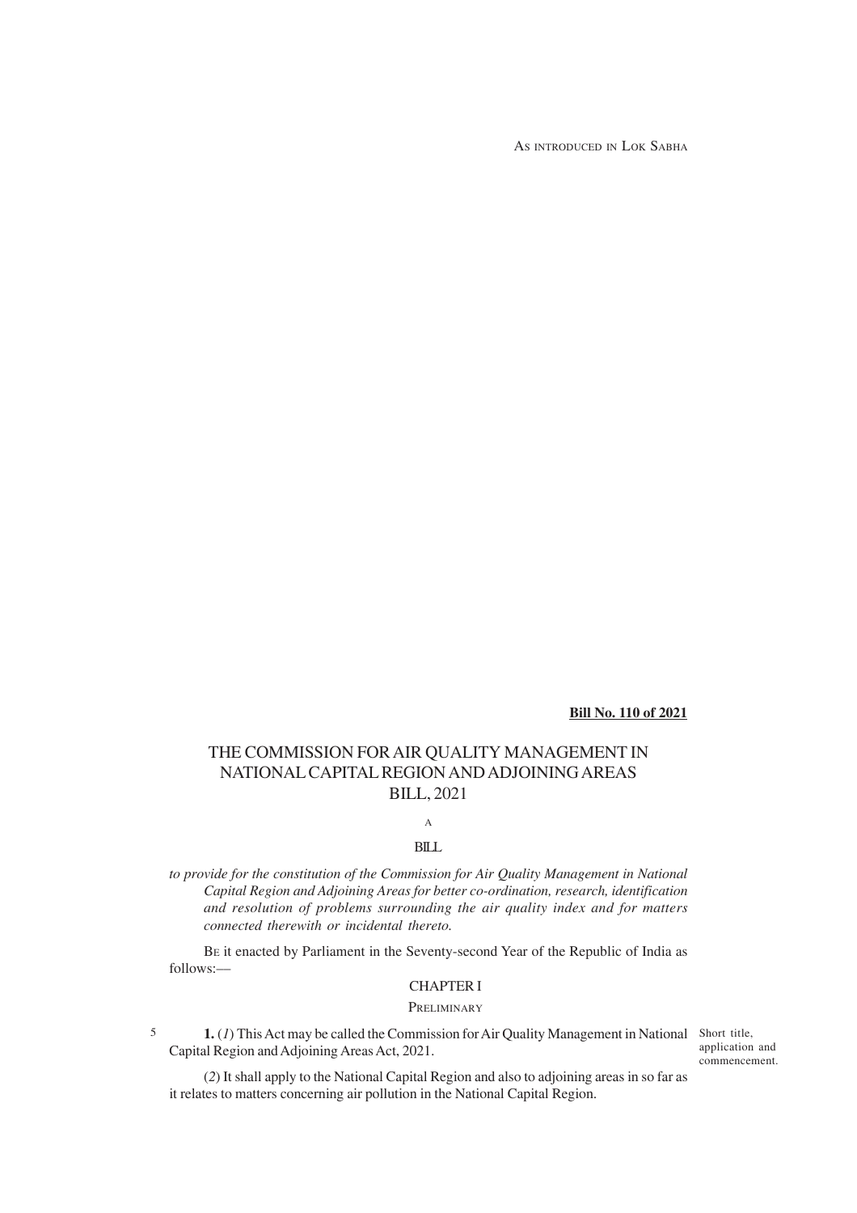AS INTRODUCED IN LOK SABHA

**Bill No. 110 of 2021**

# THE COMMISSION FOR AIR QUALITY MANAGEMENT IN NATIONAL CAPITAL REGION AND ADJOINING AREAS BILL, 2021

A

BILL

*to provide for the constitution of the Commission for Air Quality Management in National Capital Region and Adjoining Areas for better co-ordination, research, identification and resolution of problems surrounding the air quality index and for matters connected therewith or incidental thereto.*

BE it enacted by Parliament in the Seventy-second Year of the Republic of India as follows:—

## CHAPTER I

### PRELIMINARY

Short title, application and commencement.

**1.** (*1*) This Act may be called the Commission for Air Quality Management in National Capital Region and Adjoining Areas Act, 2021.

(*2*) It shall apply to the National Capital Region and also to adjoining areas in so far as it relates to matters concerning air pollution in the National Capital Region.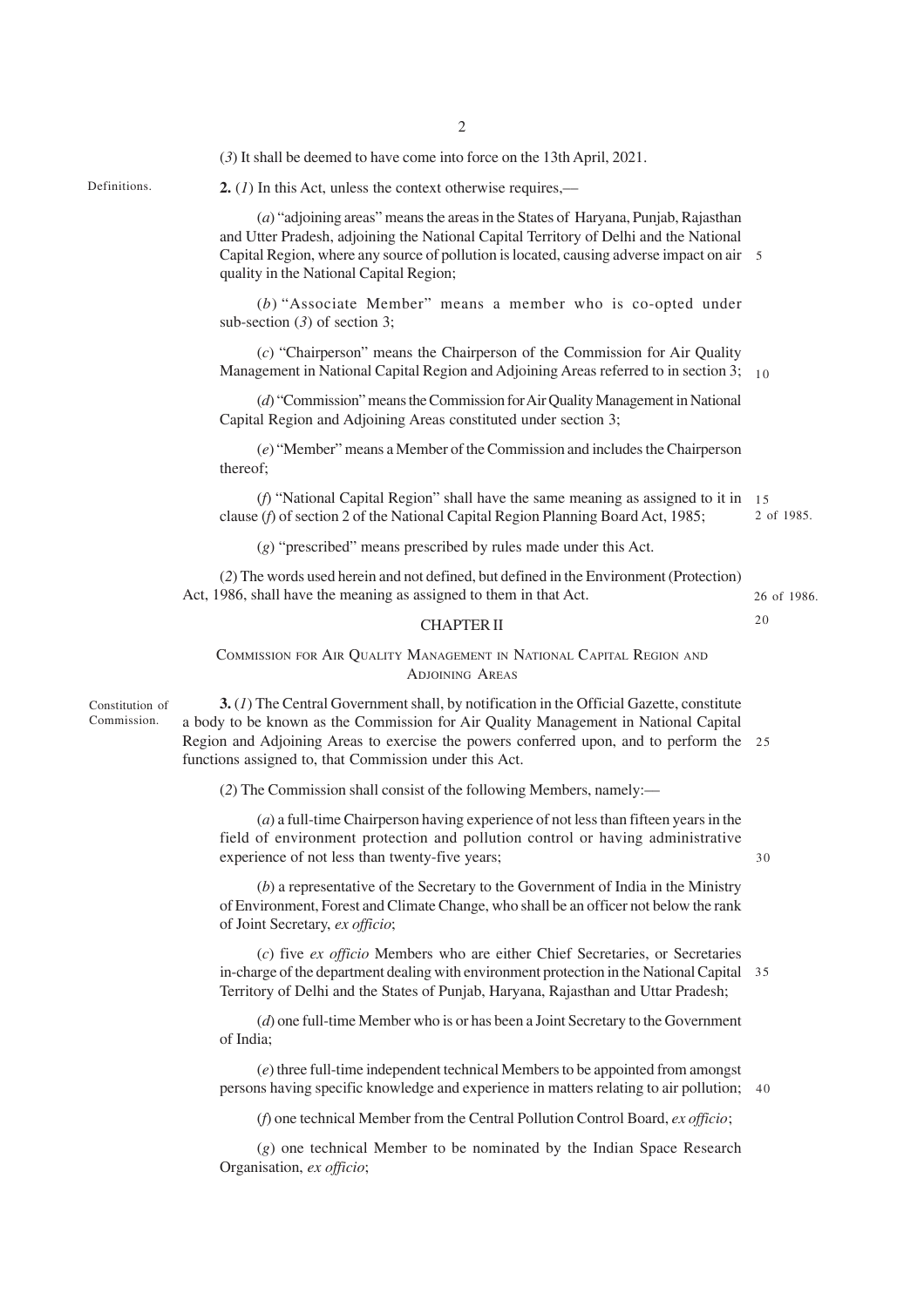(3) It shall be deemed to have come into force on the 13th April, 2021.

Definitions.

**2.** (1) In this Act, unless the context otherwise requires,—

(a) "adjoining areas" means the areas in the States of Haryana, Punjab, Rajasthan and Utter Pradesh, adjoining the National Capital Territory of Delhi and the National Capital Region, where any source of pollution is located, causing adverse impact on air quality in the National Capital Region;

(b) "Associate Member" means a member who is co-opted under sub-section (3) of section 3;

(c) "Chairperson" means the Chairperson of the Commission for Air Quality Management in National Capital Region and Adjoining Areas referred to in section 3;

(d) "Commission" means the Commission for Air Quality Management in National Capital Region and Adjoining Areas constituted under section 3;

(e) "Member" means a Member of the Commission and includes the Chairperson thereof;

(f) "National Capital Region" shall have the same meaning as assigned to it in clause (f) of section 2 of the National Capital Region Planning Board Act, 1985;

2 of 1985.

(g) "prescribed" means prescribed by rules made under this Act.

(2) The words used herein and not defined, but defined in the Environment (Protection) Act, 1986, shall have the meaning as assigned to them in that Act.

26 of 1986.

## CHAPTER II

### COMMISSION FOR AIR QUALITY MANAGEMENT IN NATIONAL CAPITAL REGION AND ADJOINING AREAS

Constitution of Commission.

**3.** (1) The Central Government shall, by notification in the Official Gazette, constitute a body to be known as the Commission for Air Quality Management in National Capital Region and Adjoining Areas to exercise the powers conferred upon, and to perform the functions assigned to, that Commission under this Act.

(2) The Commission shall consist of the following Members, namely:—

(a) a full-time Chairperson having experience of not less than fifteen years in the field of environment protection and pollution control or having administrative experience of not less than twenty-five years;

(b) a representative of the Secretary to the Government of India in the Ministry of Environment, Forest and Climate Change, who shall be an officer not below the rank of Joint Secretary, *ex officio*;

(c) five *ex officio* Members who are either Chief Secretaries, or Secretaries in-charge of the department dealing with environment protection in the National Capital Territory of Delhi and the States of Punjab, Haryana, Rajasthan and Uttar Pradesh;

(d) one full-time Member who is or has been a Joint Secretary to the Government of India;

(e) three full-time independent technical Members to be appointed from amongst persons having specific knowledge and experience in matters relating to air pollution;

(f) one technical Member from the Central Pollution Control Board, *ex officio*;

(g) one technical Member to be nominated by the Indian Space Research Organisation, *ex officio*;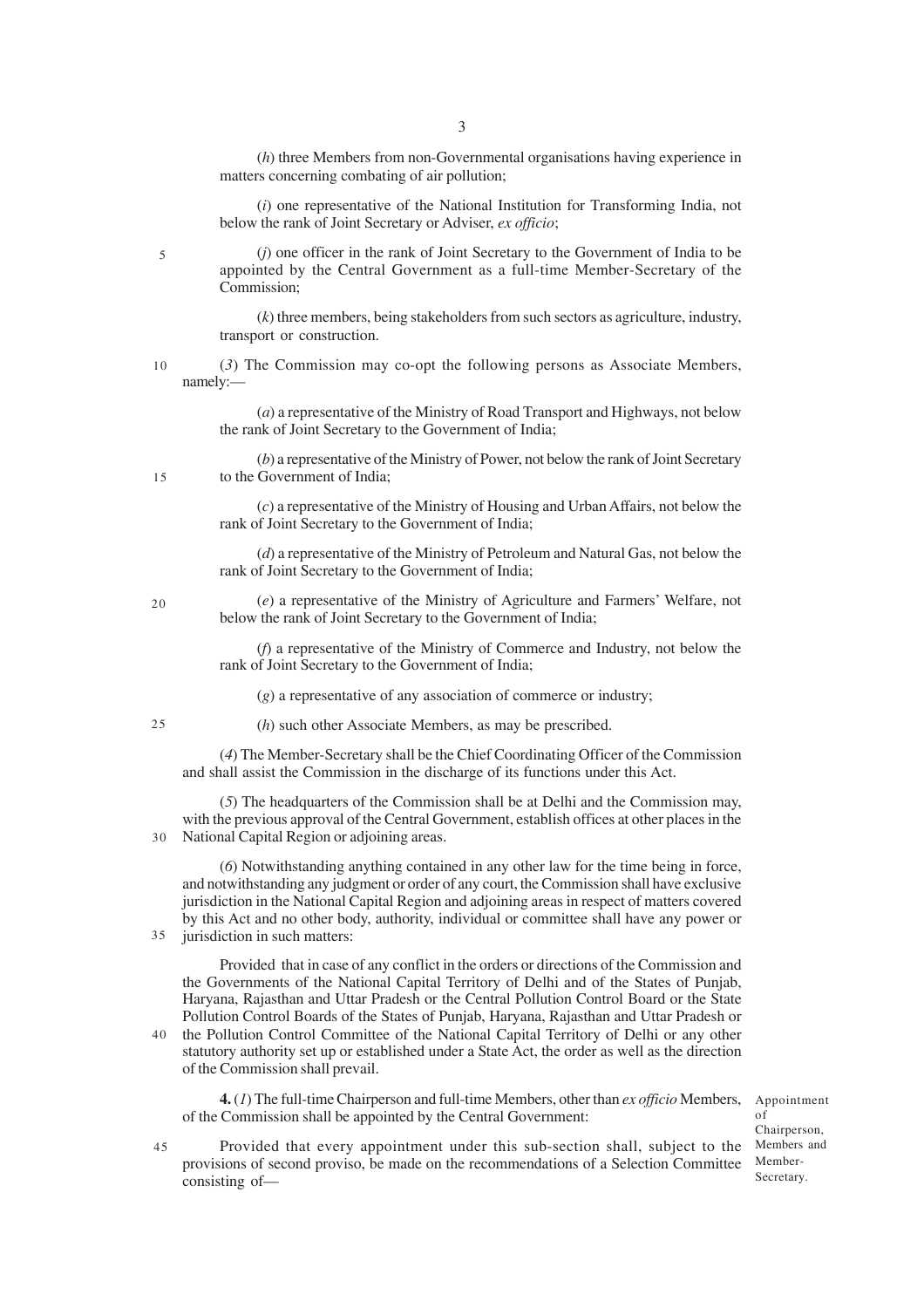(*h*) three Members from non-Governmental organisations having experience in matters concerning combating of air pollution;

(*i*) one representative of the National Institution for Transforming India, not below the rank of Joint Secretary or Adviser, *ex officio*;

(*j*) one officer in the rank of Joint Secretary to the Government of India to be appointed by the Central Government as a full-time Member-Secretary of the Commission;

(*k*) three members, being stakeholders from such sectors as agriculture, industry, transport or construction.

(*3*) The Commission may co-opt the following persons as Associate Members, namely:—

(*a*) a representative of the Ministry of Road Transport and Highways, not below the rank of Joint Secretary to the Government of India;

(*b*) a representative of the Ministry of Power, not below the rank of Joint Secretary to the Government of India;

(*c*) a representative of the Ministry of Housing and Urban Affairs, not below the rank of Joint Secretary to the Government of India;

(*d*) a representative of the Ministry of Petroleum and Natural Gas, not below the rank of Joint Secretary to the Government of India;

(*e*) a representative of the Ministry of Agriculture and Farmers' Welfare, not below the rank of Joint Secretary to the Government of India;

(*f*) a representative of the Ministry of Commerce and Industry, not below the rank of Joint Secretary to the Government of India;

(*g*) a representative of any association of commerce or industry;

(*h*) such other Associate Members, as may be prescribed.

(*4*) The Member-Secretary shall be the Chief Coordinating Officer of the Commission and shall assist the Commission in the discharge of its functions under this Act.

(*5*) The headquarters of the Commission shall be at Delhi and the Commission may, with the previous approval of the Central Government, establish offices at other places in the National Capital Region or adjoining areas.

(*6*) Notwithstanding anything contained in any other law for the time being in force, and notwithstanding any judgment or order of any court, the Commission shall have exclusive jurisdiction in the National Capital Region and adjoining areas in respect of matters covered by this Act and no other body, authority, individual or committee shall have any power or jurisdiction in such matters:

Provided that in case of any conflict in the orders or directions of the Commission and the Governments of the National Capital Territory of Delhi and of the States of Punjab, Haryana, Rajasthan and Uttar Pradesh or the Central Pollution Control Board or the State Pollution Control Boards of the States of Punjab, Haryana, Rajasthan and Uttar Pradesh or the Pollution Control Committee of the National Capital Territory of Delhi or any other statutory authority set up or established under a State Act, the order as well as the direction of the Commission shall prevail.

Appointment of Chairperson, Members and Member-Secretary.

**4.** (*1*) The full-time Chairperson and full-time Members, other than *ex officio* Members, of the Commission shall be appointed by the Central Government:

Provided that every appointment under this sub-section shall, subject to the provisions of second proviso, be made on the recommendations of a Selection Committee consisting of—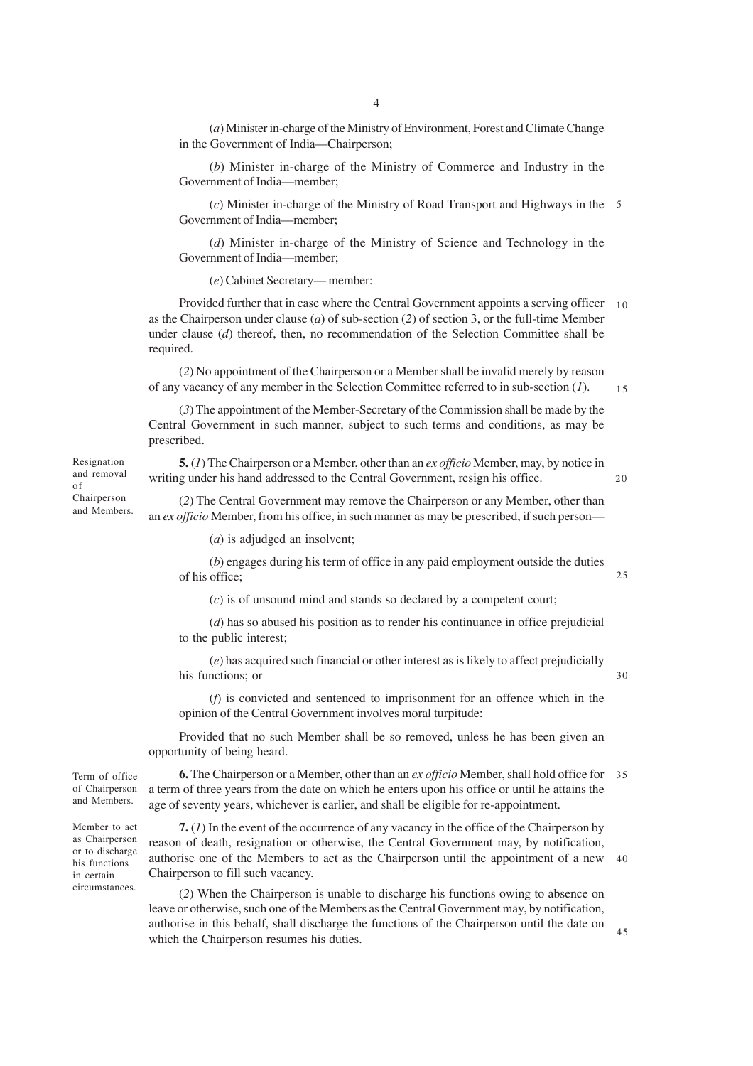(*a*) Minister in-charge of the Ministry of Environment, Forest and Climate Change in the Government of India—Chairperson;

(*b*) Minister in-charge of the Ministry of Commerce and Industry in the Government of India—member;

(*c*) Minister in-charge of the Ministry of Road Transport and Highways in the Government of India—member;

(*d*) Minister in-charge of the Ministry of Science and Technology in the Government of India—member;

(*e*) Cabinet Secretary— member:

Provided further that in case where the Central Government appoints a serving officer as the Chairperson under clause (*a*) of sub-section (*2*) of section 3, or the full-time Member under clause (*d*) thereof, then, no recommendation of the Selection Committee shall be required.

(*2*) No appointment of the Chairperson or a Member shall be invalid merely by reason of any vacancy of any member in the Selection Committee referred to in sub-section (*1*).

(*3*) The appointment of the Member-Secretary of the Commission shall be made by the Central Government in such manner, subject to such terms and conditions, as may be prescribed.

Resignation and removal of Chairperson and Members.

**5.** (*1*) The Chairperson or a Member, other than an *ex officio* Member, may, by notice in writing under his hand addressed to the Central Government, resign his office.

(*2*) The Central Government may remove the Chairperson or any Member, other than an *ex officio* Member, from his office, in such manner as may be prescribed, if such person—

(*a*) is adjudged an insolvent;

(*b*) engages during his term of office in any paid employment outside the duties of his office;

(*c*) is of unsound mind and stands so declared by a competent court;

(*d*) has so abused his position as to render his continuance in office prejudicial to the public interest;

(*e*) has acquired such financial or other interest as is likely to affect prejudicially his functions; or

(*f*) is convicted and sentenced to imprisonment for an offence which in the opinion of the Central Government involves moral turpitude:

Provided that no such Member shall be so removed, unless he has been given an opportunity of being heard.

Term of office of Chairperson and Members.

**6.** The Chairperson or a Member, other than an *ex officio* Member, shall hold office for a term of three years from the date on which he enters upon his office or until he attains the age of seventy years, whichever is earlier, and shall be eligible for re-appointment.

Member to act as Chairperson or to discharge his functions in certain circumstances.

**7.** (*1*) In the event of the occurrence of any vacancy in the office of the Chairperson by reason of death, resignation or otherwise, the Central Government may, by notification, authorise one of the Members to act as the Chairperson until the appointment of a new Chairperson to fill such vacancy.

(*2*) When the Chairperson is unable to discharge his functions owing to absence on leave or otherwise, such one of the Members as the Central Government may, by notification, authorise in this behalf, shall discharge the functions of the Chairperson until the date on which the Chairperson resumes his duties.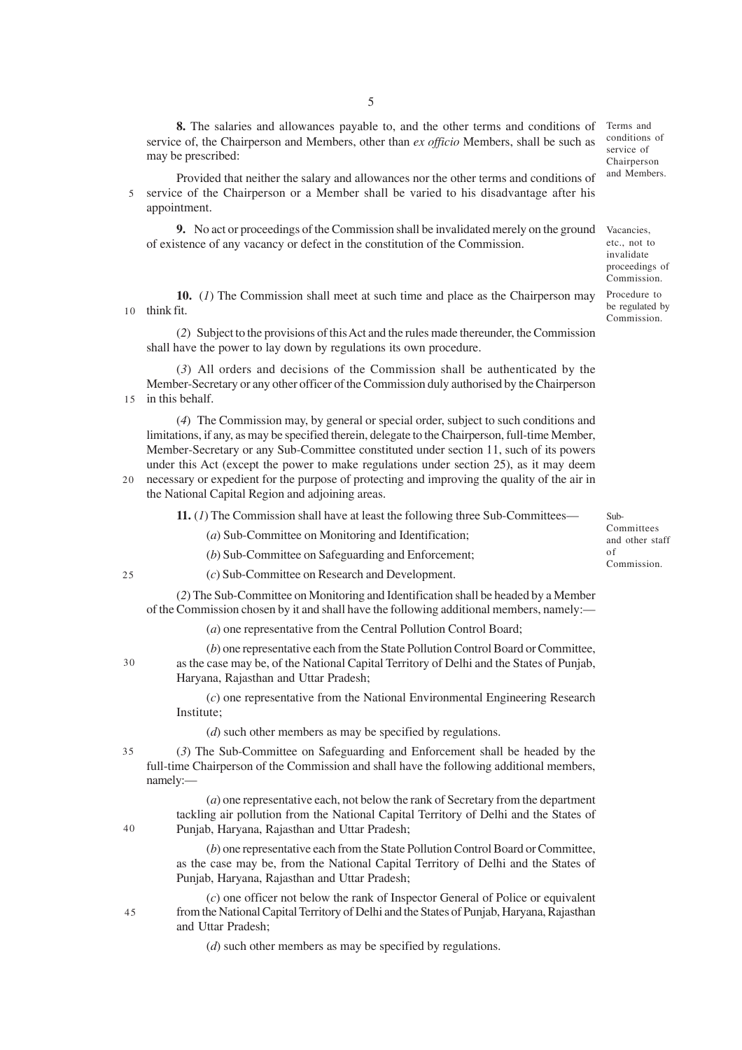**8.** The salaries and allowances payable to, and the other terms and conditions of service of, the Chairperson and Members, other than *ex officio* Members, shall be such as may be prescribed:

Terms and conditions of service of Chairperson and Members.

Provided that neither the salary and allowances nor the other terms and conditions of service of the Chairperson or a Member shall be varied to his disadvantage after his appointment.

**9.** No act or proceedings of the Commission shall be invalidated merely on the ground of existence of any vacancy or defect in the constitution of the Commission.

Vacancies, etc., not to invalidate proceedings of Commission.

**10.** (*1*) The Commission shall meet at such time and place as the Chairperson may think fit.

Procedure to be regulated by Commission.

(*2*) Subject to the provisions of this Act and the rules made thereunder, the Commission shall have the power to lay down by regulations its own procedure.

(*3*) All orders and decisions of the Commission shall be authenticated by the Member-Secretary or any other officer of the Commission duly authorised by the Chairperson in this behalf.

(*4*) The Commission may, by general or special order, subject to such conditions and limitations, if any, as may be specified therein, delegate to the Chairperson, full-time Member, Member-Secretary or any Sub-Committee constituted under section 11, such of its powers under this Act (except the power to make regulations under section 25), as it may deem necessary or expedient for the purpose of protecting and improving the quality of the air in the National Capital Region and adjoining areas.

**11.** (*1*) The Commission shall have at least the following three Sub-Committees—

Sub-Committees and other staff of Commission.

(*a*) Sub-Committee on Monitoring and Identification;

(*b*) Sub-Committee on Safeguarding and Enforcement;

(*c*) Sub-Committee on Research and Development.

(*2*) The Sub-Committee on Monitoring and Identification shall be headed by a Member of the Commission chosen by it and shall have the following additional members, namely:—

(*a*) one representative from the Central Pollution Control Board;

(*b*) one representative each from the State Pollution Control Board or Committee, as the case may be, of the National Capital Territory of Delhi and the States of Punjab, Haryana, Rajasthan and Uttar Pradesh;

(*c*) one representative from the National Environmental Engineering Research Institute;

(*d*) such other members as may be specified by regulations.

(*3*) The Sub-Committee on Safeguarding and Enforcement shall be headed by the full-time Chairperson of the Commission and shall have the following additional members, namely:—

(*a*) one representative each, not below the rank of Secretary from the department tackling air pollution from the National Capital Territory of Delhi and the States of Punjab, Haryana, Rajasthan and Uttar Pradesh;

(*b*) one representative each from the State Pollution Control Board or Committee, as the case may be, from the National Capital Territory of Delhi and the States of Punjab, Haryana, Rajasthan and Uttar Pradesh;

(*c*) one officer not below the rank of Inspector General of Police or equivalent from the National Capital Territory of Delhi and the States of Punjab, Haryana, Rajasthan and Uttar Pradesh;

(*d*) such other members as may be specified by regulations.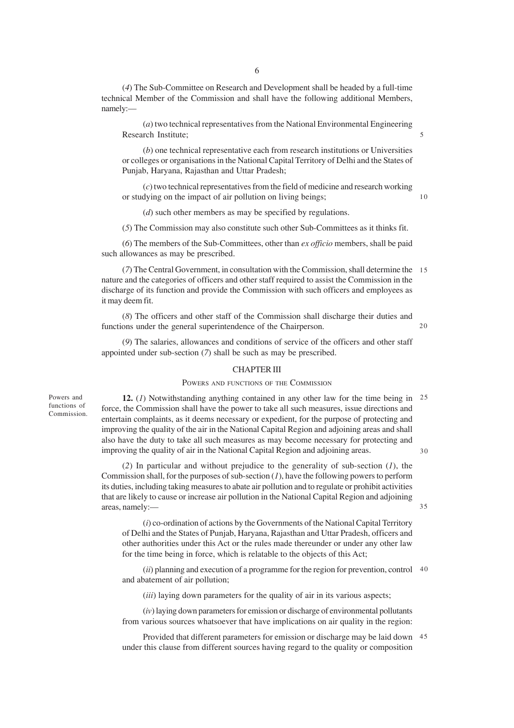(*4*) The Sub-Committee on Research and Development shall be headed by a full-time technical Member of the Commission and shall have the following additional Members, namely:—

(*a*) two technical representatives from the National Environmental Engineering Research Institute;

(*b*) one technical representative each from research institutions or Universities or colleges or organisations in the National Capital Territory of Delhi and the States of Punjab, Haryana, Rajasthan and Uttar Pradesh;

(*c*) two technical representatives from the field of medicine and research working or studying on the impact of air pollution on living beings;

(*d*) such other members as may be specified by regulations.

(*5*) The Commission may also constitute such other Sub-Committees as it thinks fit.

(*6*) The members of the Sub-Committees, other than *ex officio* members, shall be paid such allowances as may be prescribed.

(*7*) The Central Government, in consultation with the Commission, shall determine the nature and the categories of officers and other staff required to assist the Commission in the discharge of its function and provide the Commission with such officers and employees as it may deem fit.

(*8*) The officers and other staff of the Commission shall discharge their duties and functions under the general superintendence of the Chairperson.

(*9*) The salaries, allowances and conditions of service of the officers and other staff appointed under sub-section (*7*) shall be such as may be prescribed.

## CHAPTER III

### POWERS AND FUNCTIONS OF THE COMMISSION

*Powers and functions of Commission.*

**12.** (*1*) Notwithstanding anything contained in any other law for the time being in force, the Commission shall have the power to take all such measures, issue directions and entertain complaints, as it deems necessary or expedient, for the purpose of protecting and improving the quality of the air in the National Capital Region and adjoining areas and shall also have the duty to take all such measures as may become necessary for protecting and improving the quality of air in the National Capital Region and adjoining areas.

(*2*) In particular and without prejudice to the generality of sub-section (*1*), the Commission shall, for the purposes of sub-section (*1*), have the following powers to perform its duties, including taking measures to abate air pollution and to regulate or prohibit activities that are likely to cause or increase air pollution in the National Capital Region and adjoining areas, namely:—

(*i*) co-ordination of actions by the Governments of the National Capital Territory of Delhi and the States of Punjab, Haryana, Rajasthan and Uttar Pradesh, officers and other authorities under this Act or the rules made thereunder or under any other law for the time being in force, which is relatable to the objects of this Act;

(*ii*) planning and execution of a programme for the region for prevention, control and abatement of air pollution;

(*iii*) laying down parameters for the quality of air in its various aspects;

(*iv*) laying down parameters for emission or discharge of environmental pollutants from various sources whatsoever that have implications on air quality in the region:

Provided that different parameters for emission or discharge may be laid down under this clause from different sources having regard to the quality or composition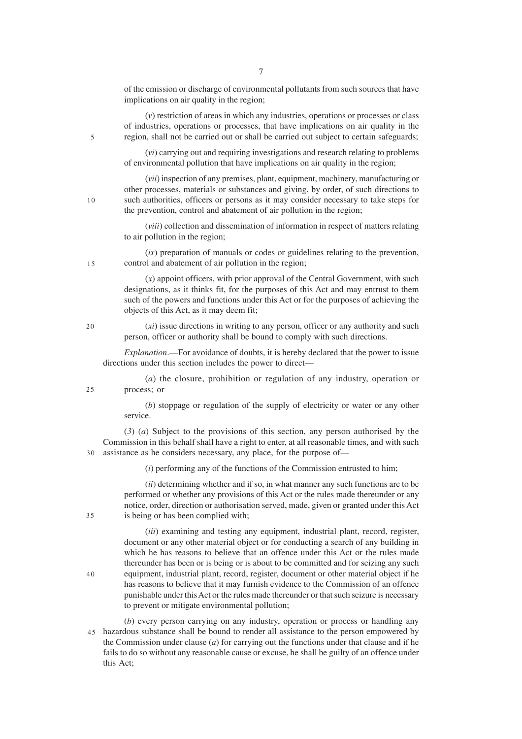of the emission or discharge of environmental pollutants from such sources that have implications on air quality in the region;

(*v*) restriction of areas in which any industries, operations or processes or class of industries, operations or processes, that have implications on air quality in the region, shall not be carried out or shall be carried out subject to certain safeguards;

(*vi*) carrying out and requiring investigations and research relating to problems of environmental pollution that have implications on air quality in the region;

(*vii*) inspection of any premises, plant, equipment, machinery, manufacturing or other processes, materials or substances and giving, by order, of such directions to such authorities, officers or persons as it may consider necessary to take steps for the prevention, control and abatement of air pollution in the region;

(*viii*) collection and dissemination of information in respect of matters relating to air pollution in the region;

(*ix*) preparation of manuals or codes or guidelines relating to the prevention, control and abatement of air pollution in the region;

(*x*) appoint officers, with prior approval of the Central Government, with such designations, as it thinks fit, for the purposes of this Act and may entrust to them such of the powers and functions under this Act or for the purposes of achieving the objects of this Act, as it may deem fit;

(*xi*) issue directions in writing to any person, officer or any authority and such person, officer or authority shall be bound to comply with such directions.

*Explanation*.—For avoidance of doubts, it is hereby declared that the power to issue directions under this section includes the power to direct—

(*a*) the closure, prohibition or regulation of any industry, operation or process; or

(*b*) stoppage or regulation of the supply of electricity or water or any other service.

(*3*) (*a*) Subject to the provisions of this section, any person authorised by the Commission in this behalf shall have a right to enter, at all reasonable times, and with such assistance as he considers necessary, any place, for the purpose of—

(*i*) performing any of the functions of the Commission entrusted to him;

(*ii*) determining whether and if so, in what manner any such functions are to be performed or whether any provisions of this Act or the rules made thereunder or any notice, order, direction or authorisation served, made, given or granted under this Act is being or has been complied with;

(*iii*) examining and testing any equipment, industrial plant, record, register, document or any other material object or for conducting a search of any building in which he has reasons to believe that an offence under this Act or the rules made thereunder has been or is being or is about to be committed and for seizing any such equipment, industrial plant, record, register, document or other material object if he has reasons to believe that it may furnish evidence to the Commission of an offence punishable under this Act or the rules made thereunder or that such seizure is necessary to prevent or mitigate environmental pollution;

(*b*) every person carrying on any industry, operation or process or handling any hazardous substance shall be bound to render all assistance to the person empowered by the Commission under clause (*a*) for carrying out the functions under that clause and if he fails to do so without any reasonable cause or excuse, he shall be guilty of an offence under this Act;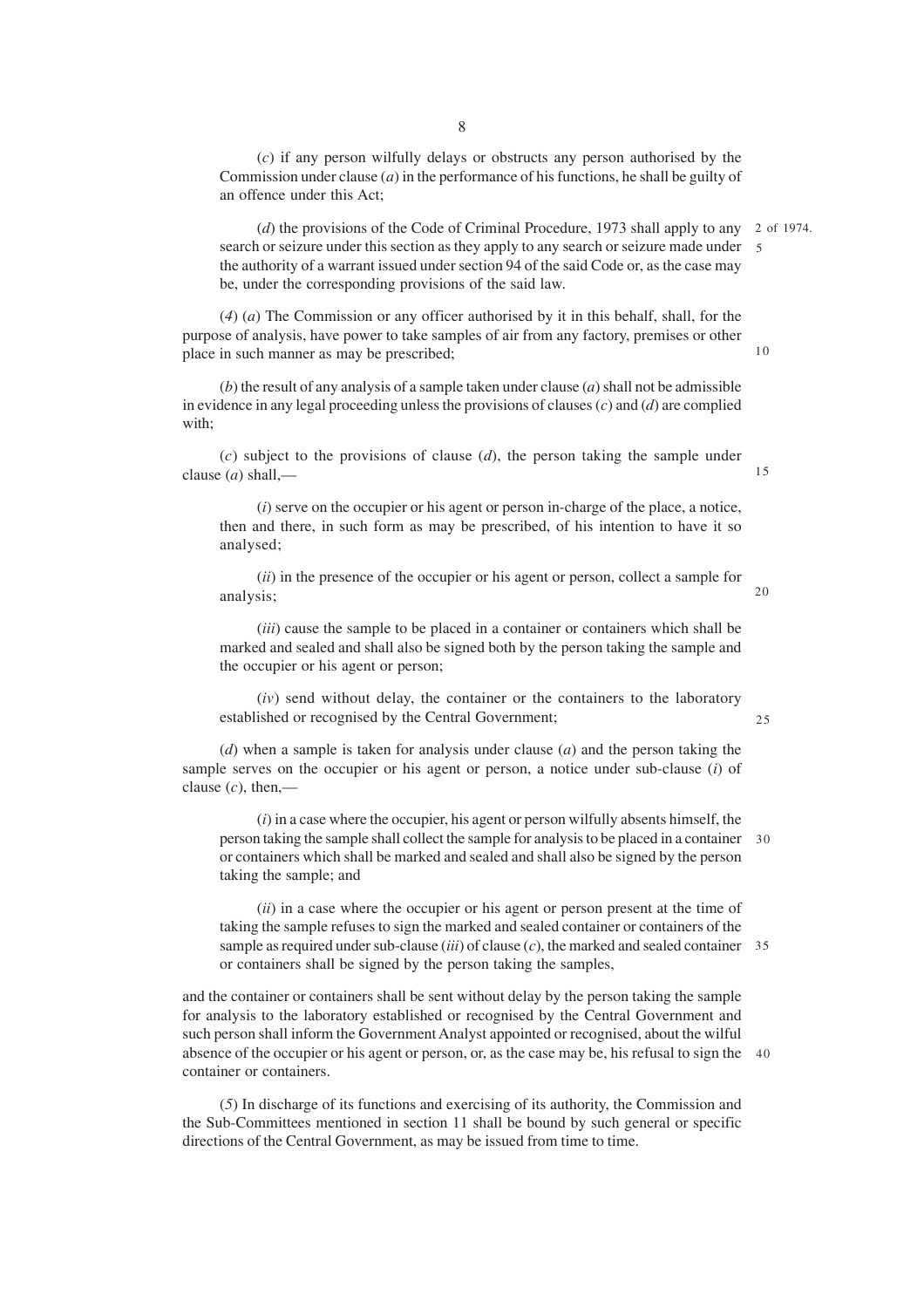(*c*) if any person wilfully delays or obstructs any person authorised by the Commission under clause (*a*) in the performance of his functions, he shall be guilty of an offence under this Act;

(*d*) the provisions of the Code of Criminal Procedure, 1973 shall apply to any search or seizure under this section as they apply to any search or seizure made under the authority of a warrant issued under section 94 of the said Code or, as the case may be, under the corresponding provisions of the said law.

2 of 1974.

(*4*) (*a*) The Commission or any officer authorised by it in this behalf, shall, for the purpose of analysis, have power to take samples of air from any factory, premises or other place in such manner as may be prescribed;

(*b*) the result of any analysis of a sample taken under clause (*a*) shall not be admissible in evidence in any legal proceeding unless the provisions of clauses (*c*) and (*d*) are complied with;

(*c*) subject to the provisions of clause (*d*), the person taking the sample under clause (*a*) shall,—

(*i*) serve on the occupier or his agent or person in-charge of the place, a notice, then and there, in such form as may be prescribed, of his intention to have it so analysed;

(*ii*) in the presence of the occupier or his agent or person, collect a sample for analysis;

(*iii*) cause the sample to be placed in a container or containers which shall be marked and sealed and shall also be signed both by the person taking the sample and the occupier or his agent or person;

(*iv*) send without delay, the container or the containers to the laboratory established or recognised by the Central Government;

(*d*) when a sample is taken for analysis under clause (*a*) and the person taking the sample serves on the occupier or his agent or person, a notice under sub-clause (*i*) of clause (*c*), then,—

(*i*) in a case where the occupier, his agent or person wilfully absents himself, the person taking the sample shall collect the sample for analysis to be placed in a container or containers which shall be marked and sealed and shall also be signed by the person taking the sample; and

(*ii*) in a case where the occupier or his agent or person present at the time of taking the sample refuses to sign the marked and sealed container or containers of the sample as required under sub-clause (*iii*) of clause (*c*), the marked and sealed container or containers shall be signed by the person taking the samples,

and the container or containers shall be sent without delay by the person taking the sample for analysis to the laboratory established or recognised by the Central Government and such person shall inform the Government Analyst appointed or recognised, about the wilful absence of the occupier or his agent or person, or, as the case may be, his refusal to sign the container or containers.

(*5*) In discharge of its functions and exercising of its authority, the Commission and the Sub-Committees mentioned in section 11 shall be bound by such general or specific directions of the Central Government, as may be issued from time to time.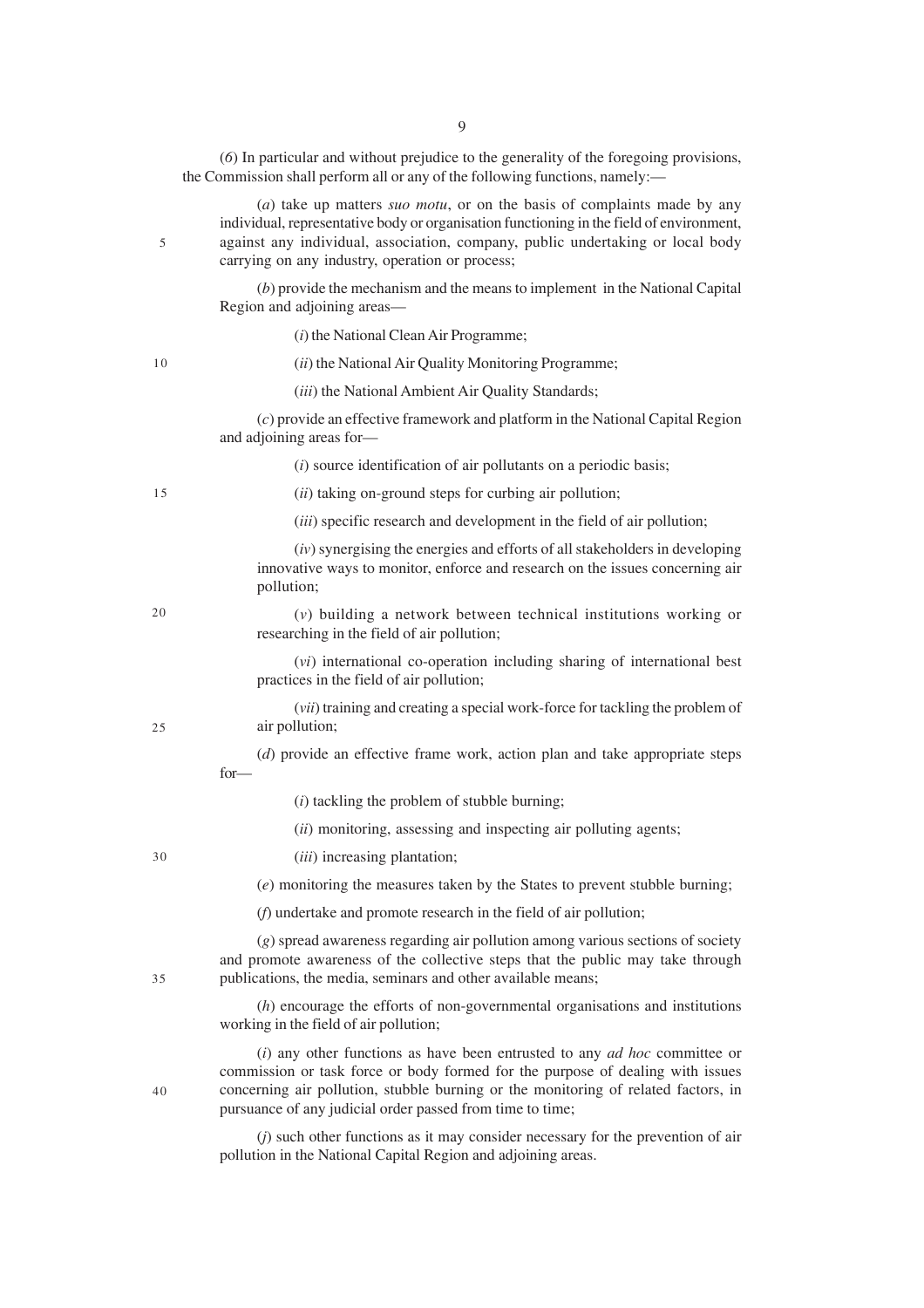(*6*) In particular and without prejudice to the generality of the foregoing provisions, the Commission shall perform all or any of the following functions, namely:—

(*a*) take up matters *suo motu*, or on the basis of complaints made by any individual, representative body or organisation functioning in the field of environment, against any individual, association, company, public undertaking or local body carrying on any industry, operation or process;

(*b*) provide the mechanism and the means to implement in the National Capital Region and adjoining areas—

(*i*) the National Clean Air Programme;

(*ii*) the National Air Quality Monitoring Programme;

(*iii*) the National Ambient Air Quality Standards;

(*c*) provide an effective framework and platform in the National Capital Region and adjoining areas for—

(*i*) source identification of air pollutants on a periodic basis;

(*ii*) taking on-ground steps for curbing air pollution;

(*iii*) specific research and development in the field of air pollution;

(*iv*) synergising the energies and efforts of all stakeholders in developing innovative ways to monitor, enforce and research on the issues concerning air pollution;

(*v*) building a network between technical institutions working or researching in the field of air pollution;

(*vi*) international co-operation including sharing of international best practices in the field of air pollution;

(*vii*) training and creating a special work-force for tackling the problem of air pollution;

(*d*) provide an effective frame work, action plan and take appropriate steps for—

(*i*) tackling the problem of stubble burning;

(*ii*) monitoring, assessing and inspecting air polluting agents;

(*iii*) increasing plantation;

(*e*) monitoring the measures taken by the States to prevent stubble burning;

(*f*) undertake and promote research in the field of air pollution;

(*g*) spread awareness regarding air pollution among various sections of society and promote awareness of the collective steps that the public may take through publications, the media, seminars and other available means;

(*h*) encourage the efforts of non-governmental organisations and institutions working in the field of air pollution;

(*i*) any other functions as have been entrusted to any *ad hoc* committee or commission or task force or body formed for the purpose of dealing with issues concerning air pollution, stubble burning or the monitoring of related factors, in pursuance of any judicial order passed from time to time;

(*j*) such other functions as it may consider necessary for the prevention of air pollution in the National Capital Region and adjoining areas.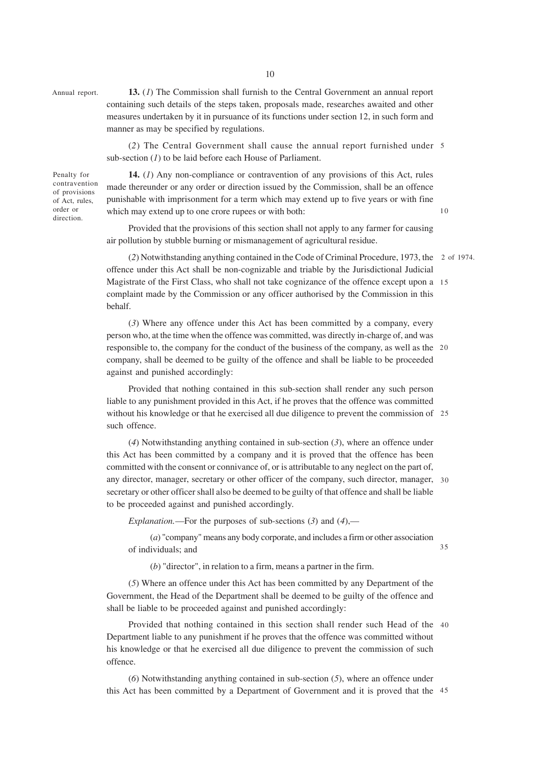**13.** (*1*) The Commission shall furnish to the Central Government an annual report containing such details of the steps taken, proposals made, researches awaited and other measures undertaken by it in pursuance of its functions under section 12, in such form and manner as may be specified by regulations.

Annual report.

(*2*) The Central Government shall cause the annual report furnished under sub-section (*1*) to be laid before each House of Parliament.

**14.** (*1*) Any non-compliance or contravention of any provisions of this Act, rules made thereunder or any order or direction issued by the Commission, shall be an offence punishable with imprisonment for a term which may extend up to five years or with fine which may extend up to one crore rupees or with both:

Penalty for contravention of provisions of Act, rules, order or direction.

Provided that the provisions of this section shall not apply to any farmer for causing air pollution by stubble burning or mismanagement of agricultural residue.

(*2*) Notwithstanding anything contained in the Code of Criminal Procedure, 1973, the offence under this Act shall be non-cognizable and triable by the Jurisdictional Judicial Magistrate of the First Class, who shall not take cognizance of the offence except upon a complaint made by the Commission or any officer authorised by the Commission in this behalf.

2 of 1974.

(*3*) Where any offence under this Act has been committed by a company, every person who, at the time when the offence was committed, was directly in-charge of, and was responsible to, the company for the conduct of the business of the company, as well as the company, shall be deemed to be guilty of the offence and shall be liable to be proceeded against and punished accordingly:

Provided that nothing contained in this sub-section shall render any such person liable to any punishment provided in this Act, if he proves that the offence was committed without his knowledge or that he exercised all due diligence to prevent the commission of such offence.

(*4*) Notwithstanding anything contained in sub-section (*3*), where an offence under this Act has been committed by a company and it is proved that the offence has been committed with the consent or connivance of, or is attributable to any neglect on the part of, any director, manager, secretary or other officer of the company, such director, manager, secretary or other officer shall also be deemed to be guilty of that offence and shall be liable to be proceeded against and punished accordingly.

*Explanation.*—For the purposes of sub-sections (*3*) and (*4*),—

(*a*) "company" means any body corporate, and includes a firm or other association of individuals; and

(*b*) "director", in relation to a firm, means a partner in the firm.

(*5*) Where an offence under this Act has been committed by any Department of the Government, the Head of the Department shall be deemed to be guilty of the offence and shall be liable to be proceeded against and punished accordingly:

Provided that nothing contained in this section shall render such Head of the Department liable to any punishment if he proves that the offence was committed without his knowledge or that he exercised all due diligence to prevent the commission of such offence.

(*6*) Notwithstanding anything contained in sub-section (*5*), where an offence under this Act has been committed by a Department of Government and it is proved that the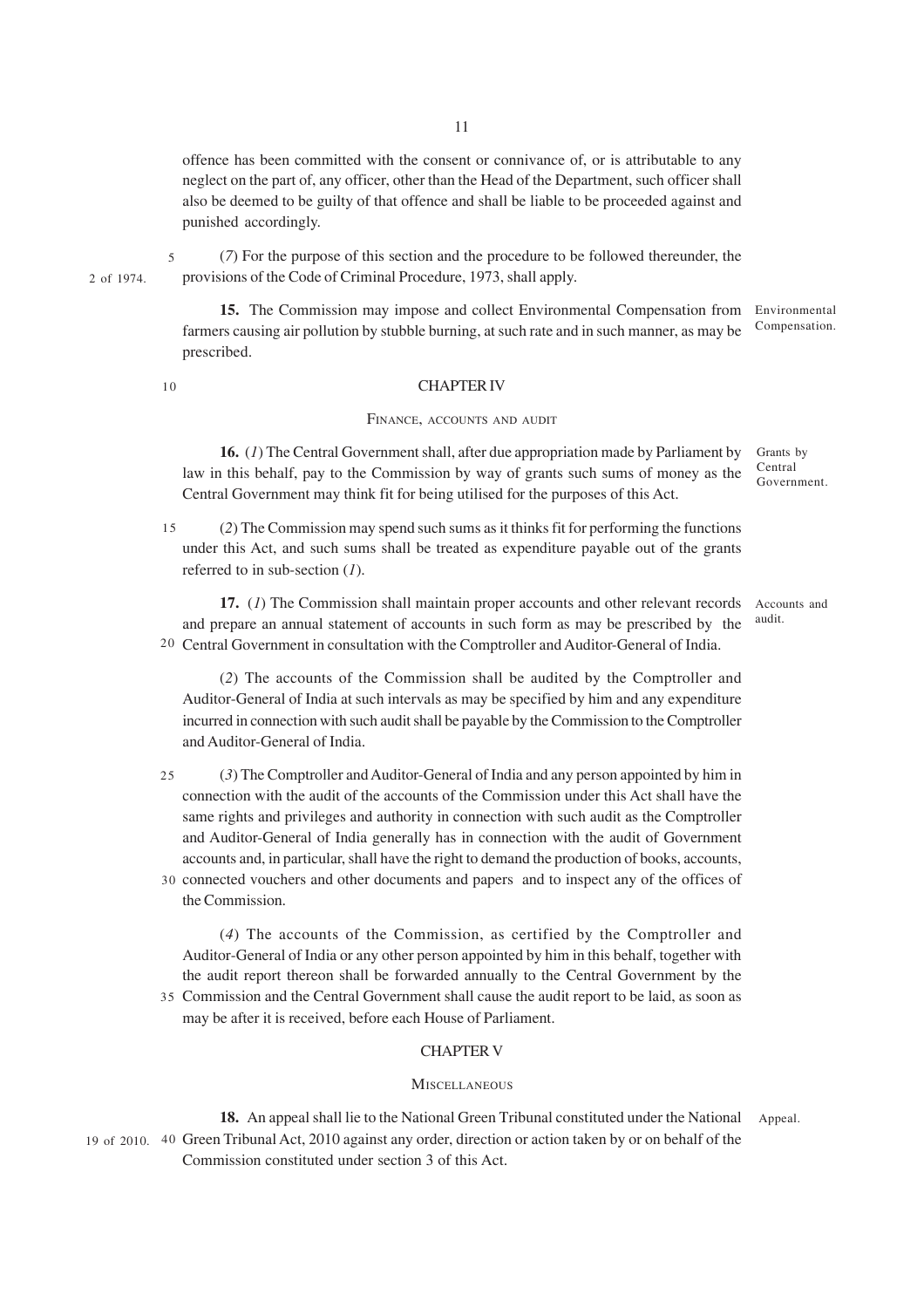offence has been committed with the consent or connivance of, or is attributable to any neglect on the part of, any officer, other than the Head of the Department, such officer shall also be deemed to be guilty of that offence and shall be liable to be proceeded against and punished accordingly.

(*7*) For the purpose of this section and the procedure to be followed thereunder, the provisions of the Code of Criminal Procedure, 1973, shall apply.

2 of 1974.

Environmental Compensation.

**15.** The Commission may impose and collect Environmental Compensation from farmers causing air pollution by stubble burning, at such rate and in such manner, as may be prescribed.

## CHAPTER IV

### FINANCE, ACCOUNTS AND AUDIT

Grants by Central Government.

**16.** (*1*) The Central Government shall, after due appropriation made by Parliament by law in this behalf, pay to the Commission by way of grants such sums of money as the Central Government may think fit for being utilised for the purposes of this Act.

(*2*) The Commission may spend such sums as it thinks fit for performing the functions under this Act, and such sums shall be treated as expenditure payable out of the grants referred to in sub-section (*1*).

Accounts and audit.

**17.** (*1*) The Commission shall maintain proper accounts and other relevant records and prepare an annual statement of accounts in such form as may be prescribed by the Central Government in consultation with the Comptroller and Auditor-General of India.

(*2*) The accounts of the Commission shall be audited by the Comptroller and Auditor-General of India at such intervals as may be specified by him and any expenditure incurred in connection with such audit shall be payable by the Commission to the Comptroller and Auditor-General of India.

(*3*) The Comptroller and Auditor-General of India and any person appointed by him in connection with the audit of the accounts of the Commission under this Act shall have the same rights and privileges and authority in connection with such audit as the Comptroller and Auditor-General of India generally has in connection with the audit of Government accounts and, in particular, shall have the right to demand the production of books, accounts, connected vouchers and other documents and papers and to inspect any of the offices of the Commission.

(*4*) The accounts of the Commission, as certified by the Comptroller and Auditor-General of India or any other person appointed by him in this behalf, together with the audit report thereon shall be forwarded annually to the Central Government by the Commission and the Central Government shall cause the audit report to be laid, as soon as may be after it is received, before each House of Parliament.

## CHAPTER V

### MISCELLANEOUS

Appeal.

**18.** An appeal shall lie to the National Green Tribunal constituted under the National Green Tribunal Act, 2010 against any order, direction or action taken by or on behalf of the Commission constituted under section 3 of this Act.

19 of 2010.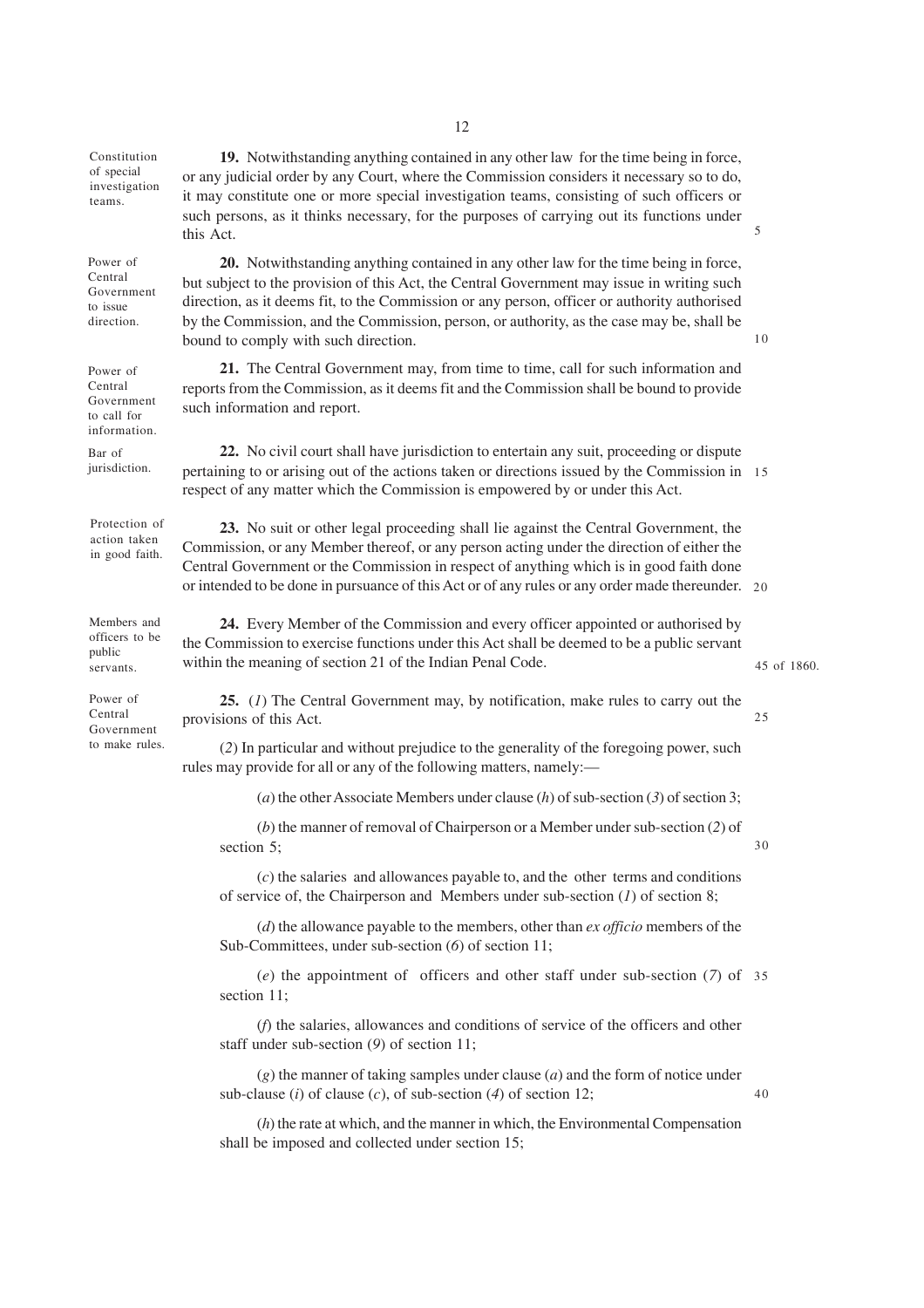**19.** Notwithstanding anything contained in any other law for the time being in force, or any judicial order by any Court, where the Commission considers it necessary so to do, it may constitute one or more special investigation teams, consisting of such officers or such persons, as it thinks necessary, for the purposes of carrying out its functions under this Act.

*Constitution of special investigation teams.*

**20.** Notwithstanding anything contained in any other law for the time being in force, but subject to the provision of this Act, the Central Government may issue in writing such direction, as it deems fit, to the Commission or any person, officer or authority authorised by the Commission, and the Commission, person, or authority, as the case may be, shall be bound to comply with such direction.

*Power of Central Government to issue direction.*

**21.** The Central Government may, from time to time, call for such information and reports from the Commission, as it deems fit and the Commission shall be bound to provide such information and report.

*Power of Central Government to call for information.*

**22.** No civil court shall have jurisdiction to entertain any suit, proceeding or dispute pertaining to or arising out of the actions taken or directions issued by the Commission in respect of any matter which the Commission is empowered by or under this Act.

*Bar of jurisdiction.*

**23.** No suit or other legal proceeding shall lie against the Central Government, the Commission, or any Member thereof, or any person acting under the direction of either the Central Government or the Commission in respect of anything which is in good faith done or intended to be done in pursuance of this Act or of any rules or any order made thereunder.

*Protection of action taken in good faith.*

**24.** Every Member of the Commission and every officer appointed or authorised by the Commission to exercise functions under this Act shall be deemed to be a public servant within the meaning of section 21 of the Indian Penal Code.

*Members and officers to be public servants.*

45 of 1860.

**25.** (*1*) The Central Government may, by notification, make rules to carry out the provisions of this Act.

*Power of Central Government to make rules.*

(*2*) In particular and without prejudice to the generality of the foregoing power, such rules may provide for all or any of the following matters, namely:—

(*a*) the other Associate Members under clause (*h*) of sub-section (*3*) of section 3;

(*b*) the manner of removal of Chairperson or a Member under sub-section (*2*) of section 5;

(*c*) the salaries and allowances payable to, and the other terms and conditions of service of, the Chairperson and Members under sub-section (*1*) of section 8;

(*d*) the allowance payable to the members, other than *ex officio* members of the Sub-Committees, under sub-section (*6*) of section 11;

(*e*) the appointment of officers and other staff under sub-section (*7*) of section 11;

(*f*) the salaries, allowances and conditions of service of the officers and other staff under sub-section (*9*) of section 11;

(*g*) the manner of taking samples under clause (*a*) and the form of notice under sub-clause (*i*) of clause (*c*), of sub-section (*4*) of section 12;

(*h*) the rate at which, and the manner in which, the Environmental Compensation shall be imposed and collected under section 15;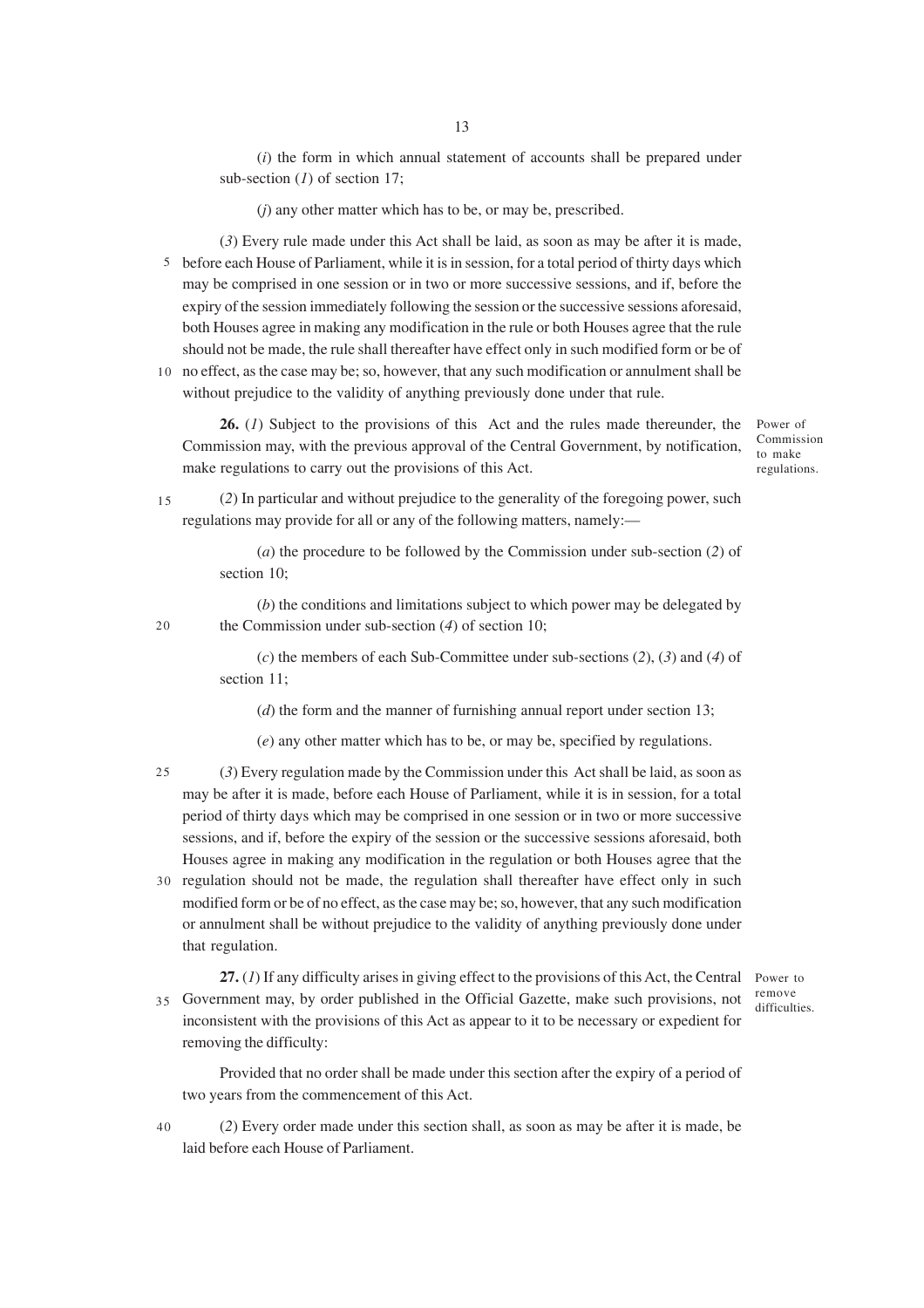(*i*) the form in which annual statement of accounts shall be prepared under sub-section (*1*) of section 17;

(*j*) any other matter which has to be, or may be, prescribed.

(*3*) Every rule made under this Act shall be laid, as soon as may be after it is made, before each House of Parliament, while it is in session, for a total period of thirty days which may be comprised in one session or in two or more successive sessions, and if, before the expiry of the session immediately following the session or the successive sessions aforesaid, both Houses agree in making any modification in the rule or both Houses agree that the rule should not be made, the rule shall thereafter have effect only in such modified form or be of no effect, as the case may be; so, however, that any such modification or annulment shall be without prejudice to the validity of anything previously done under that rule.

Power of Commission to make regulations.

**26.** (*1*) Subject to the provisions of this Act and the rules made thereunder, the Commission may, with the previous approval of the Central Government, by notification, make regulations to carry out the provisions of this Act.

(*2*) In particular and without prejudice to the generality of the foregoing power, such regulations may provide for all or any of the following matters, namely:—

(*a*) the procedure to be followed by the Commission under sub-section (*2*) of section 10;

(*b*) the conditions and limitations subject to which power may be delegated by the Commission under sub-section (*4*) of section 10;

(*c*) the members of each Sub-Committee under sub-sections (*2*), (*3*) and (*4*) of section 11;

(*d*) the form and the manner of furnishing annual report under section 13;

(*e*) any other matter which has to be, or may be, specified by regulations.

(*3*) Every regulation made by the Commission under this Act shall be laid, as soon as may be after it is made, before each House of Parliament, while it is in session, for a total period of thirty days which may be comprised in one session or in two or more successive sessions, and if, before the expiry of the session or the successive sessions aforesaid, both Houses agree in making any modification in the regulation or both Houses agree that the regulation should not be made, the regulation shall thereafter have effect only in such modified form or be of no effect, as the case may be; so, however, that any such modification or annulment shall be without prejudice to the validity of anything previously done under that regulation.

Power to remove difficulties.

**27.** (*1*) If any difficulty arises in giving effect to the provisions of this Act, the Central Government may, by order published in the Official Gazette, make such provisions, not inconsistent with the provisions of this Act as appear to it to be necessary or expedient for removing the difficulty:

Provided that no order shall be made under this section after the expiry of a period of two years from the commencement of this Act.

(*2*) Every order made under this section shall, as soon as may be after it is made, be laid before each House of Parliament.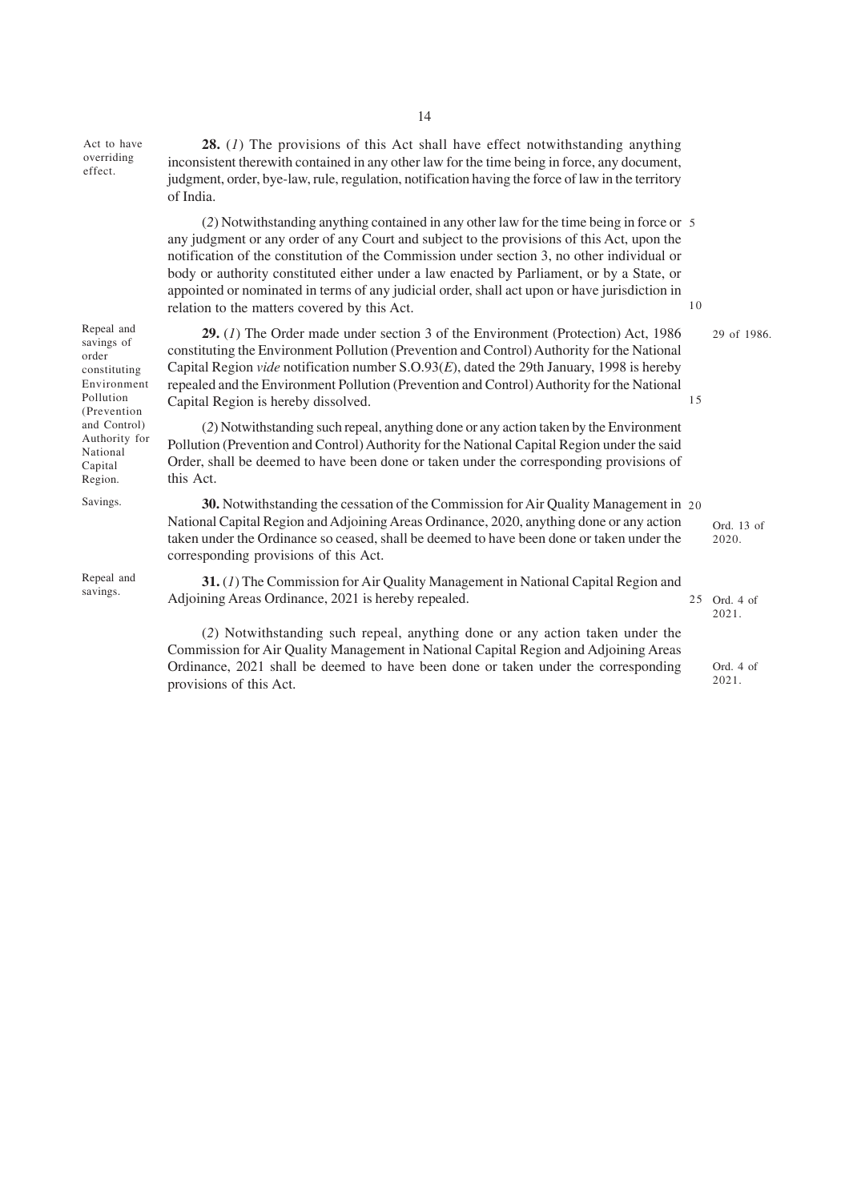**Act to have overriding effect.**

**28.** (*1*) The provisions of this Act shall have effect notwithstanding anything inconsistent therewith contained in any other law for the time being in force, any document, judgment, order, bye-law, rule, regulation, notification having the force of law in the territory of India.

(*2*) Notwithstanding anything contained in any other law for the time being in force or any judgment or any order of any Court and subject to the provisions of this Act, upon the notification of the constitution of the Commission under section 3, no other individual or body or authority constituted either under a law enacted by Parliament, or by a State, or appointed or nominated in terms of any judicial order, shall act upon or have jurisdiction in relation to the matters covered by this Act.

**Repeal and savings of order constituting Environment Pollution (Prevention and Control) Authority for National Capital Region.**

**29.** (*1*) The Order made under section 3 of the Environment (Protection) Act, 1986 (29 of 1986) constituting the Environment Pollution (Prevention and Control) Authority for the National Capital Region *vide* notification number S.O.93(*E*), dated the 29th January, 1998 is hereby repealed and the Environment Pollution (Prevention and Control) Authority for the National Capital Region is hereby dissolved.

(*2*) Notwithstanding such repeal, anything done or any action taken by the Environment Pollution (Prevention and Control) Authority for the National Capital Region under the said Order, shall be deemed to have been done or taken under the corresponding provisions of this Act.

**Savings.**

**30.** Notwithstanding the cessation of the Commission for Air Quality Management in National Capital Region and Adjoining Areas Ordinance, 2020 (Ord. 13 of 2020), anything done or any action taken under the Ordinance so ceased, shall be deemed to have been done or taken under the corresponding provisions of this Act.

**Repeal and savings.**

**31.** (*1*) The Commission for Air Quality Management in National Capital Region and Adjoining Areas Ordinance, 2021 (Ord. 4 of 2021) is hereby repealed.

(*2*) Notwithstanding such repeal, anything done or any action taken under the Commission for Air Quality Management in National Capital Region and Adjoining Areas Ordinance, 2021 (Ord. 4 of 2021) shall be deemed to have been done or taken under the corresponding provisions of this Act.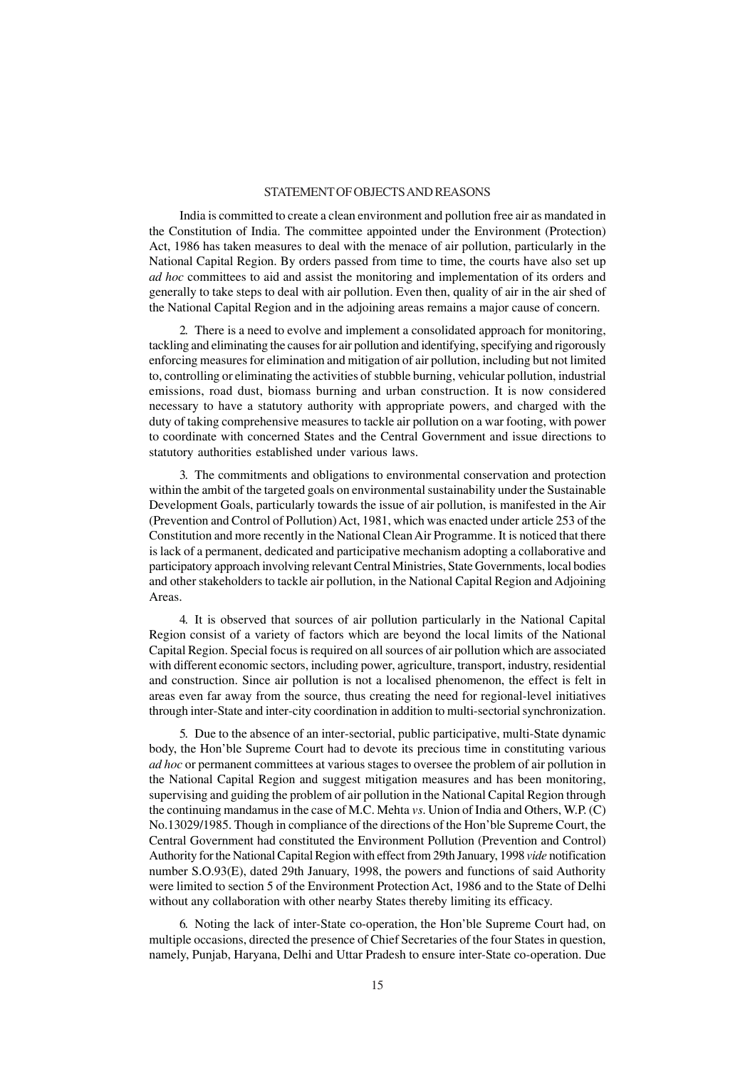## STATEMENT OF OBJECTS AND REASONS

India is committed to create a clean environment and pollution free air as mandated in the Constitution of India. The committee appointed under the Environment (Protection) Act, 1986 has taken measures to deal with the menace of air pollution, particularly in the National Capital Region. By orders passed from time to time, the courts have also set up *ad hoc* committees to aid and assist the monitoring and implementation of its orders and generally to take steps to deal with air pollution. Even then, quality of air in the air shed of the National Capital Region and in the adjoining areas remains a major cause of concern.

2. There is a need to evolve and implement a consolidated approach for monitoring, tackling and eliminating the causes for air pollution and identifying, specifying and rigorously enforcing measures for elimination and mitigation of air pollution, including but not limited to, controlling or eliminating the activities of stubble burning, vehicular pollution, industrial emissions, road dust, biomass burning and urban construction. It is now considered necessary to have a statutory authority with appropriate powers, and charged with the duty of taking comprehensive measures to tackle air pollution on a war footing, with power to coordinate with concerned States and the Central Government and issue directions to statutory authorities established under various laws.

3. The commitments and obligations to environmental conservation and protection within the ambit of the targeted goals on environmental sustainability under the Sustainable Development Goals, particularly towards the issue of air pollution, is manifested in the Air (Prevention and Control of Pollution) Act, 1981, which was enacted under article 253 of the Constitution and more recently in the National Clean Air Programme. It is noticed that there is lack of a permanent, dedicated and participative mechanism adopting a collaborative and participatory approach involving relevant Central Ministries, State Governments, local bodies and other stakeholders to tackle air pollution, in the National Capital Region and Adjoining Areas.

4. It is observed that sources of air pollution particularly in the National Capital Region consist of a variety of factors which are beyond the local limits of the National Capital Region. Special focus is required on all sources of air pollution which are associated with different economic sectors, including power, agriculture, transport, industry, residential and construction. Since air pollution is not a localised phenomenon, the effect is felt in areas even far away from the source, thus creating the need for regional-level initiatives through inter-State and inter-city coordination in addition to multi-sectorial synchronization.

5. Due to the absence of an inter-sectorial, public participative, multi-State dynamic body, the Hon'ble Supreme Court had to devote its precious time in constituting various *ad hoc* or permanent committees at various stages to oversee the problem of air pollution in the National Capital Region and suggest mitigation measures and has been monitoring, supervising and guiding the problem of air pollution in the National Capital Region through the continuing mandamus in the case of M.C. Mehta *vs*. Union of India and Others, W.P. (C) No.13029/1985. Though in compliance of the directions of the Hon'ble Supreme Court, the Central Government had constituted the Environment Pollution (Prevention and Control) Authority for the National Capital Region with effect from 29th January, 1998 *vide* notification number S.O.93(E), dated 29th January, 1998, the powers and functions of said Authority were limited to section 5 of the Environment Protection Act, 1986 and to the State of Delhi without any collaboration with other nearby States thereby limiting its efficacy.

6. Noting the lack of inter-State co-operation, the Hon'ble Supreme Court had, on multiple occasions, directed the presence of Chief Secretaries of the four States in question, namely, Punjab, Haryana, Delhi and Uttar Pradesh to ensure inter-State co-operation. Due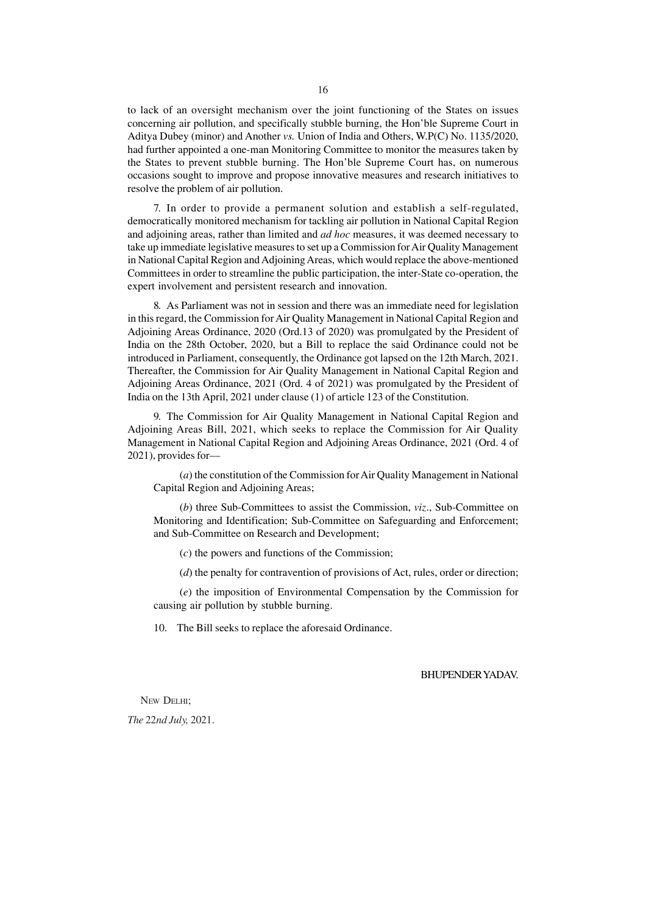to lack of an oversight mechanism over the joint functioning of the States on issues concerning air pollution, and specifically stubble burning, the Hon'ble Supreme Court in Aditya Dubey (minor) and Another *vs.* Union of India and Others, W.P(C) No. 1135/2020, had further appointed a one-man Monitoring Committee to monitor the measures taken by the States to prevent stubble burning. The Hon'ble Supreme Court has, on numerous occasions sought to improve and propose innovative measures and research initiatives to resolve the problem of air pollution.

7. In order to provide a permanent solution and establish a self-regulated, democratically monitored mechanism for tackling air pollution in National Capital Region and adjoining areas, rather than limited and *ad hoc* measures, it was deemed necessary to take up immediate legislative measures to set up a Commission for Air Quality Management in National Capital Region and Adjoining Areas, which would replace the above-mentioned Committees in order to streamline the public participation, the inter-State co-operation, the expert involvement and persistent research and innovation.

8. As Parliament was not in session and there was an immediate need for legislation in this regard, the Commission for Air Quality Management in National Capital Region and Adjoining Areas Ordinance, 2020 (Ord.13 of 2020) was promulgated by the President of India on the 28th October, 2020, but a Bill to replace the said Ordinance could not be introduced in Parliament, consequently, the Ordinance got lapsed on the 12th March, 2021. Thereafter, the Commission for Air Quality Management in National Capital Region and Adjoining Areas Ordinance, 2021 (Ord. 4 of 2021) was promulgated by the President of India on the 13th April, 2021 under clause (1) of article 123 of the Constitution.

9. The Commission for Air Quality Management in National Capital Region and Adjoining Areas Bill, 2021, which seeks to replace the Commission for Air Quality Management in National Capital Region and Adjoining Areas Ordinance, 2021 (Ord. 4 of 2021), provides for—

(*a*) the constitution of the Commission for Air Quality Management in National Capital Region and Adjoining Areas;

(*b*) three Sub-Committees to assist the Commission, *viz*., Sub-Committee on Monitoring and Identification; Sub-Committee on Safeguarding and Enforcement; and Sub-Committee on Research and Development;

(*c*) the powers and functions of the Commission;

(*d*) the penalty for contravention of provisions of Act, rules, order or direction;

(*e*) the imposition of Environmental Compensation by the Commission for causing air pollution by stubble burning.

10. The Bill seeks to replace the aforesaid Ordinance.

BHUPENDER YADAV.

NEW DELHI;

*The* 22*nd July,* 2021.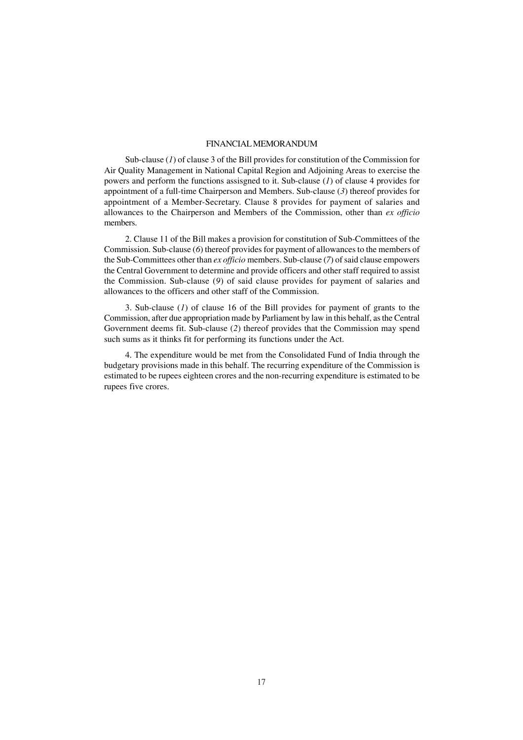## FINANCIAL MEMORANDUM

Sub-clause (*1*) of clause 3 of the Bill provides for constitution of the Commission for Air Quality Management in National Capital Region and Adjoining Areas to exercise the powers and perform the functions assisgned to it. Sub-clause (*1*) of clause 4 provides for appointment of a full-time Chairperson and Members. Sub-clause (*3*) thereof provides for appointment of a Member-Secretary. Clause 8 provides for payment of salaries and allowances to the Chairperson and Members of the Commission, other than *ex officio* members.

2. Clause 11 of the Bill makes a provision for constitution of Sub-Committees of the Commission. Sub-clause (*6*) thereof provides for payment of allowances to the members of the Sub-Committees other than *ex officio* members. Sub-clause (*7*) of said clause empowers the Central Government to determine and provide officers and other staff required to assist the Commission. Sub-clause (*9*) of said clause provides for payment of salaries and allowances to the officers and other staff of the Commission.

3. Sub-clause (*1*) of clause 16 of the Bill provides for payment of grants to the Commission, after due appropriation made by Parliament by law in this behalf, as the Central Government deems fit. Sub-clause (*2*) thereof provides that the Commission may spend such sums as it thinks fit for performing its functions under the Act.

4. The expenditure would be met from the Consolidated Fund of India through the budgetary provisions made in this behalf. The recurring expenditure of the Commission is estimated to be rupees eighteen crores and the non-recurring expenditure is estimated to be rupees five crores.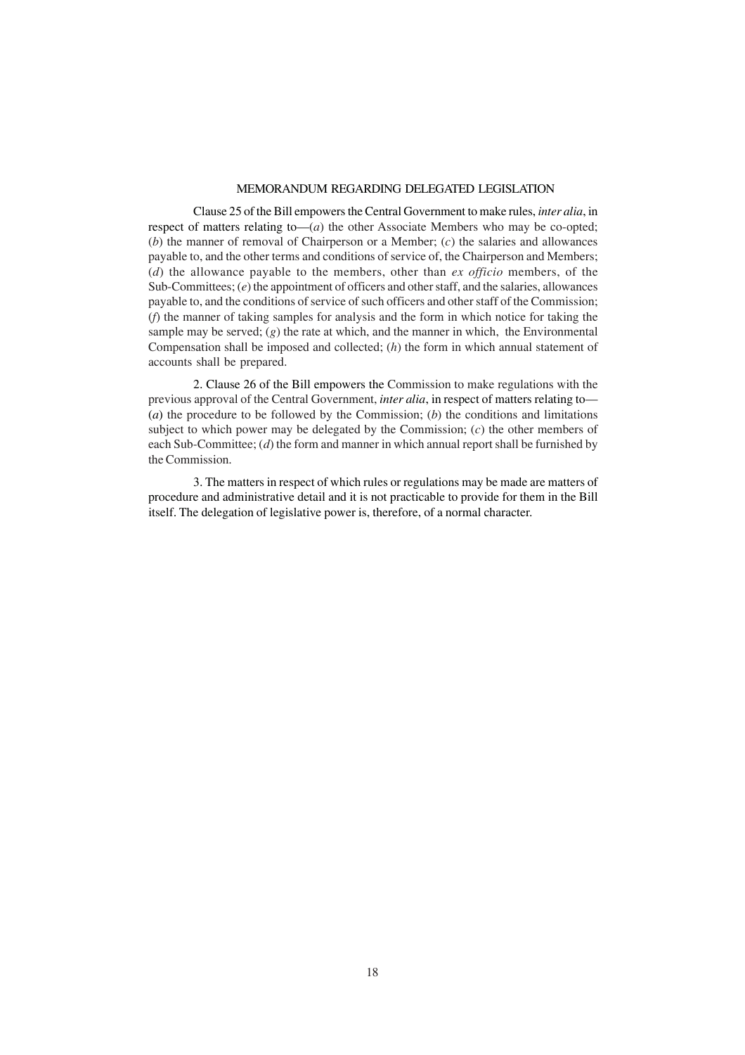## MEMORANDUM REGARDING DELEGATED LEGISLATION

Clause 25 of the Bill empowers the Central Government to make rules, *inter alia*, in respect of matters relating to—(*a*) the other Associate Members who may be co-opted; (*b*) the manner of removal of Chairperson or a Member; (*c*) the salaries and allowances payable to, and the other terms and conditions of service of, the Chairperson and Members; (*d*) the allowance payable to the members, other than *ex officio* members, of the Sub-Committees; (*e*) the appointment of officers and other staff, and the salaries, allowances payable to, and the conditions of service of such officers and other staff of the Commission; (*f*) the manner of taking samples for analysis and the form in which notice for taking the sample may be served; (*g*) the rate at which, and the manner in which, the Environmental Compensation shall be imposed and collected; (*h*) the form in which annual statement of accounts shall be prepared.

2. Clause 26 of the Bill empowers the Commission to make regulations with the previous approval of the Central Government, *inter alia*, in respect of matters relating to—(*a*) the procedure to be followed by the Commission; (*b*) the conditions and limitations subject to which power may be delegated by the Commission; (*c*) the other members of each Sub-Committee; (*d*) the form and manner in which annual report shall be furnished by the Commission.

3. The matters in respect of which rules or regulations may be made are matters of procedure and administrative detail and it is not practicable to provide for them in the Bill itself. The delegation of legislative power is, therefore, of a normal character.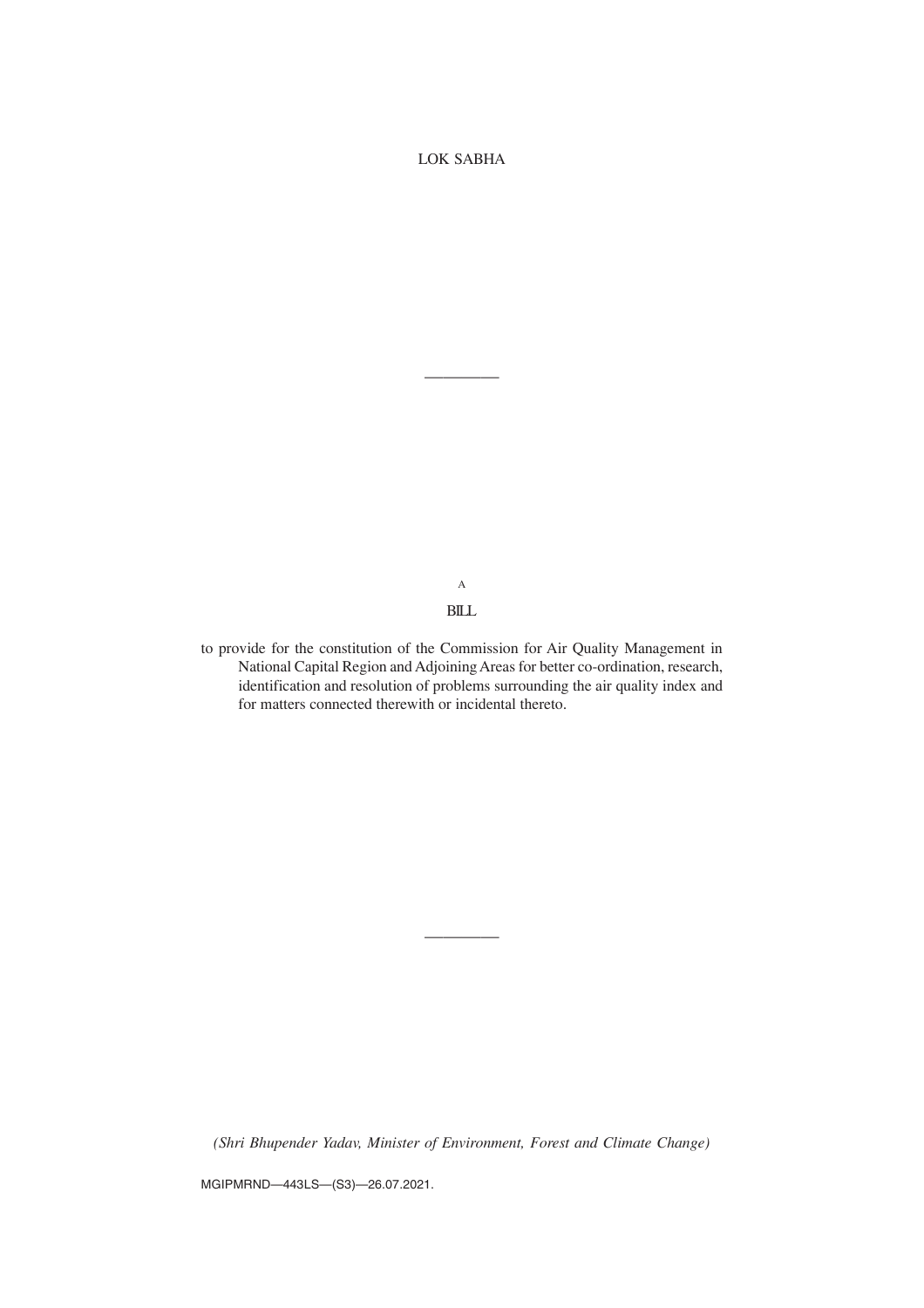LOK SABHA

---

A

BILL

to provide for the constitution of the Commission for Air Quality Management in National Capital Region and Adjoining Areas for better co-ordination, research, identification and resolution of problems surrounding the air quality index and for matters connected therewith or incidental thereto.

---

*(Shri Bhupender Yadav, Minister of Environment, Forest and Climate Change)*

MGIPMRND—443LS—(S3)—26.07.2021.